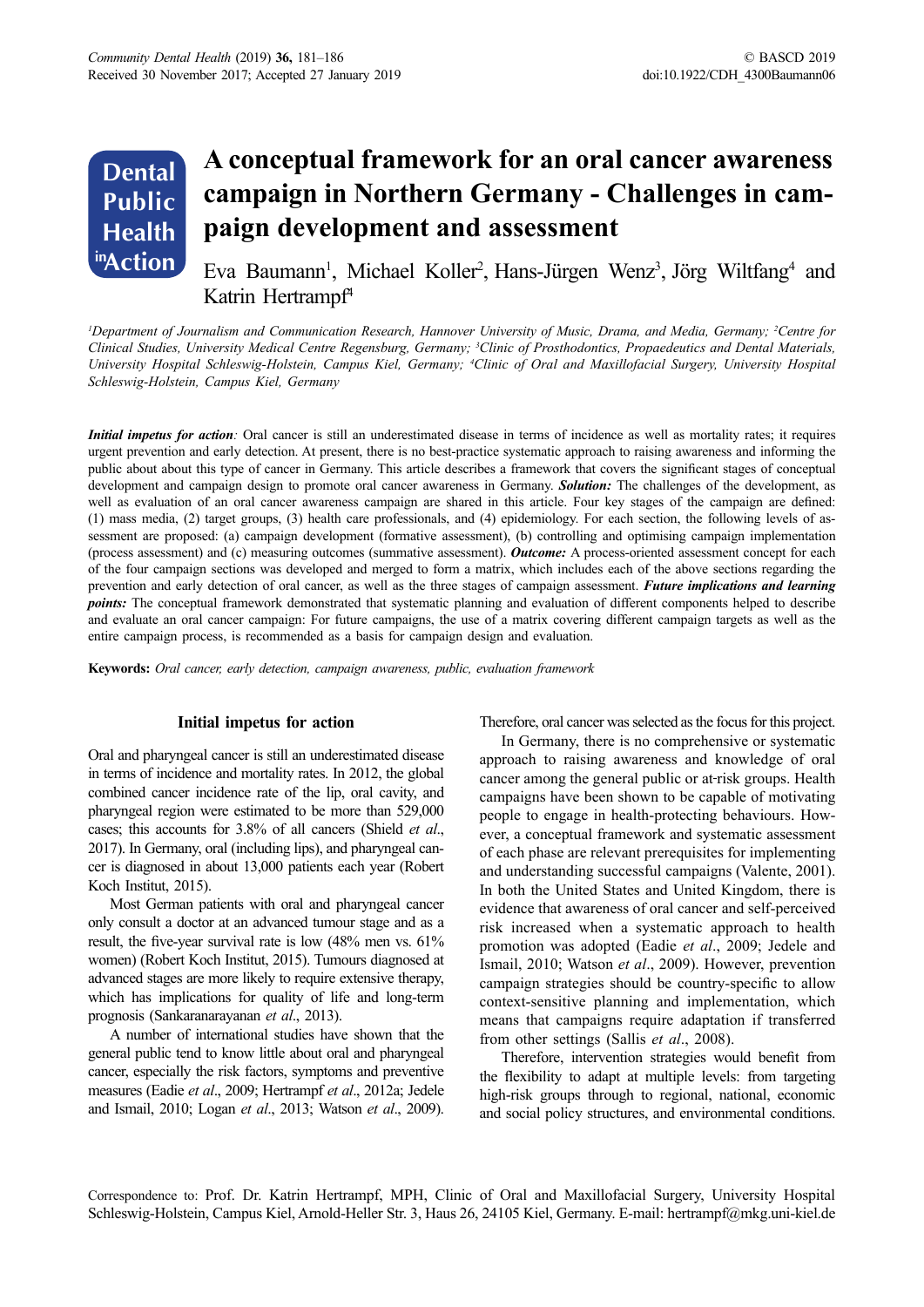# A conceptual framework for an oral cancer awareness campaign in Northern Germany - Challenges in campaign development and assessment

Eva Baumann[1], Michael Koller[2], Hans-Jürgen Wenz[3], Jörg Wiltfang[4] and Katrin Hertrampf[4]

*[1]Department of Journalism and Communication Research, Hannover University of Music, Drama, and Media, Germany; [2]Centre for Clinical Studies, University Medical Centre Regensburg, Germany; [3]Clinic of Prosthodontics, Propaedeutics and Dental Materials, University Hospital Schleswig-Holstein, Campus Kiel, Germany; [4]Clinic of Oral and Maxillofacial Surgery, University Hospital Schleswig-Holstein, Campus Kiel, Germany*

***Initial impetus for action**:* Oral cancer is still an underestimated disease in terms of incidence as well as mortality rates; it requires urgent prevention and early detection. At present, there is no best-practice systematic approach to raising awareness and informing the public about about this type of cancer in Germany. This article describes a framework that covers the significant stages of conceptual development and campaign design to promote oral cancer awareness in Germany. ***Solution:*** The challenges of the development, as well as evaluation of an oral cancer awareness campaign are shared in this article. Four key stages of the campaign are defined: (1) mass media, (2) target groups, (3) health care professionals, and (4) epidemiology. For each section, the following levels of assessment are proposed: (a) campaign development (formative assessment), (b) controlling and optimising campaign implementation (process assessment) and (c) measuring outcomes (summative assessment). ***Outcome:*** A process-oriented assessment concept for each of the four campaign sections was developed and merged to form a matrix, which includes each of the above sections regarding the prevention and early detection of oral cancer, as well as the three stages of campaign assessment. ***Future implications and learning points:*** The conceptual framework demonstrated that systematic planning and evaluation of different components helped to describe and evaluate an oral cancer campaign: For future campaigns, the use of a matrix covering different campaign targets as well as the entire campaign process, is recommended as a basis for campaign design and evaluation.

**Keywords:** *Oral cancer, early detection, campaign awareness, public, evaluation framework*

## Initial impetus for action

Oral and pharyngeal cancer is still an underestimated disease in terms of incidence and mortality rates. In 2012, the global combined cancer incidence rate of the lip, oral cavity, and pharyngeal region were estimated to be more than 529,000 cases; this accounts for 3.8% of all cancers (Shield *et al*., 2017). In Germany, oral (including lips), and pharyngeal cancer is diagnosed in about 13,000 patients each year (Robert Koch Institut, 2015).

Most German patients with oral and pharyngeal cancer only consult a doctor at an advanced tumour stage and as a result, the five-year survival rate is low (48% men vs. 61% women) (Robert Koch Institut, 2015). Tumours diagnosed at advanced stages are more likely to require extensive therapy, which has implications for quality of life and long-term prognosis (Sankaranarayanan *et al*., 2013).

A number of international studies have shown that the general public tend to know little about oral and pharyngeal cancer, especially the risk factors, symptoms and preventive measures (Eadie *et al*., 2009; Hertrampf *et al*., 2012a; Jedele and Ismail, 2010; Logan *et al*., 2013; Watson *et al*., 2009). Therefore, oral cancer was selected as the focus for this project.

In Germany, there is no comprehensive or systematic approach to raising awareness and knowledge of oral cancer among the general public or at-risk groups. Health campaigns have been shown to be capable of motivating people to engage in health-protecting behaviours. However, a conceptual framework and systematic assessment of each phase are relevant prerequisites for implementing and understanding successful campaigns (Valente, 2001). In both the United States and United Kingdom, there is evidence that awareness of oral cancer and self-perceived risk increased when a systematic approach to health promotion was adopted (Eadie *et al*., 2009; Jedele and Ismail, 2010; Watson *et al*., 2009). However, prevention campaign strategies should be country-specific to allow context-sensitive planning and implementation, which means that campaigns require adaptation if transferred from other settings (Sallis *et al*., 2008).

Therefore, intervention strategies would benefit from the flexibility to adapt at multiple levels: from targeting high-risk groups through to regional, national, economic and social policy structures, and environmental conditions.

Correspondence to: Prof. Dr. Katrin Hertrampf, MPH, Clinic of Oral and Maxillofacial Surgery, University Hospital Schleswig-Holstein, Campus Kiel, Arnold-Heller Str. 3, Haus 26, 24105 Kiel, Germany. E-mail: hertrampf@mkg.uni-kiel.de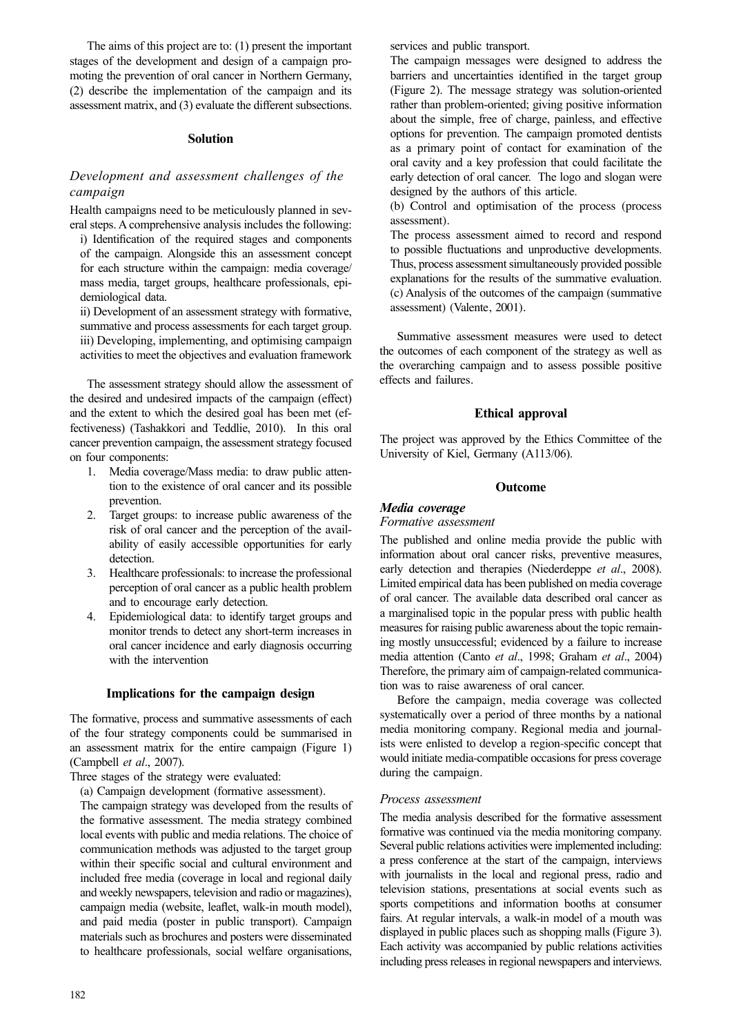The aims of this project are to: (1) present the important stages of the development and design of a campaign promoting the prevention of oral cancer in Northern Germany, (2) describe the implementation of the campaign and its assessment matrix, and (3) evaluate the different subsections.

## Solution

### *Development and assessment challenges of the campaign*

Health campaigns need to be meticulously planned in several steps. A comprehensive analysis includes the following:

i) Identification of the required stages and components of the campaign. Alongside this an assessment concept for each structure within the campaign: media coverage/ mass media, target groups, healthcare professionals, epidemiological data.

ii) Development of an assessment strategy with formative, summative and process assessments for each target group.

iii) Developing, implementing, and optimising campaign activities to meet the objectives and evaluation framework

The assessment strategy should allow the assessment of the desired and undesired impacts of the campaign (effect) and the extent to which the desired goal has been met (effectiveness) (Tashakkori and Teddlie, 2010). In this oral cancer prevention campaign, the assessment strategy focused on four components:

1. Media coverage/Mass media: to draw public attention to the existence of oral cancer and its possible prevention.
2. Target groups: to increase public awareness of the risk of oral cancer and the perception of the availability of easily accessible opportunities for early detection.
3. Healthcare professionals: to increase the professional perception of oral cancer as a public health problem and to encourage early detection.
4. Epidemiological data: to identify target groups and monitor trends to detect any short-term increases in oral cancer incidence and early diagnosis occurring with the intervention

## Implications for the campaign design

The formative, process and summative assessments of each of the four strategy components could be summarised in an assessment matrix for the entire campaign (Figure 1) (Campbell *et al*., 2007).

Three stages of the strategy were evaluated:

(a) Campaign development (formative assessment).

The campaign strategy was developed from the results of the formative assessment. The media strategy combined local events with public and media relations. The choice of communication methods was adjusted to the target group within their specific social and cultural environment and included free media (coverage in local and regional daily and weekly newspapers, television and radio or magazines), campaign media (website, leaflet, walk-in mouth model), and paid media (poster in public transport). Campaign materials such as brochures and posters were disseminated to healthcare professionals, social welfare organisations, services and public transport.

The campaign messages were designed to address the barriers and uncertainties identified in the target group (Figure 2). The message strategy was solution-oriented rather than problem-oriented; giving positive information about the simple, free of charge, painless, and effective options for prevention. The campaign promoted dentists as a primary point of contact for examination of the oral cavity and a key profession that could facilitate the early detection of oral cancer. The logo and slogan were designed by the authors of this article.

(b) Control and optimisation of the process (process assessment).

The process assessment aimed to record and respond to possible fluctuations and unproductive developments. Thus, process assessment simultaneously provided possible explanations for the results of the summative evaluation.

(c) Analysis of the outcomes of the campaign (summative assessment) (Valente, 2001).

Summative assessment measures were used to detect the outcomes of each component of the strategy as well as the overarching campaign and to assess possible positive effects and failures.

## Ethical approval

The project was approved by the Ethics Committee of the University of Kiel, Germany (A113/06).

## Outcome

### ***Media coverage***

#### *Formative assessment*

The published and online media provide the public with information about oral cancer risks, preventive measures, early detection and therapies (Niederdeppe *et al*., 2008). Limited empirical data has been published on media coverage of oral cancer. The available data described oral cancer as a marginalised topic in the popular press with public health measures for raising public awareness about the topic remaining mostly unsuccessful; evidenced by a failure to increase media attention (Canto *et al*., 1998; Graham *et al*., 2004) Therefore, the primary aim of campaign-related communication was to raise awareness of oral cancer.

Before the campaign, media coverage was collected systematically over a period of three months by a national media monitoring company. Regional media and journalists were enlisted to develop a region-specific concept that would initiate media-compatible occasions for press coverage during the campaign.

#### *Process assessment*

The media analysis described for the formative assessment formative was continued via the media monitoring company. Several public relations activities were implemented including: a press conference at the start of the campaign, interviews with journalists in the local and regional press, radio and television stations, presentations at social events such as sports competitions and information booths at consumer fairs. At regular intervals, a walk-in model of a mouth was displayed in public places such as shopping malls (Figure 3). Each activity was accompanied by public relations activities including press releases in regional newspapers and interviews.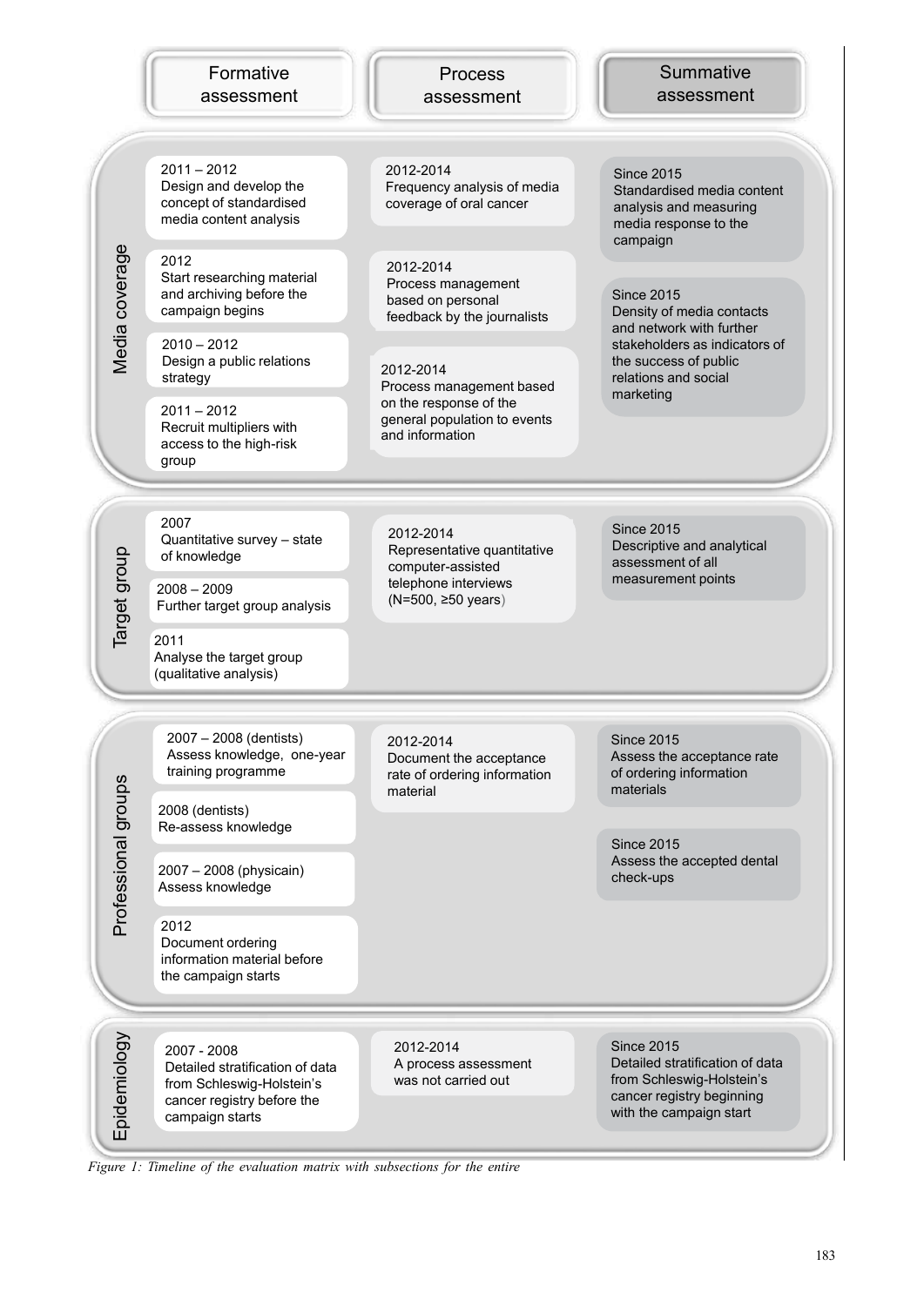| | Formative assessment | Process assessment | Summative assessment |
|---|---|---|---|
| Media coverage | 2011 – 2012<br>Design and develop the concept of standardised media content analysis | 2012-2014<br>Frequency analysis of media coverage of oral cancer | Since 2015<br>Standardised media content analysis and measuring media response to the campaign |
| | 2012<br>Start researching material and archiving before the campaign begins | 2012-2014<br>Process management based on personal feedback by the journalists | Since 2015<br>Density of media contacts and network with further stakeholders as indicators of the success of public relations and social marketing |
| | 2010 – 2012<br>Design a public relations strategy | 2012-2014<br>Process management based on the response of the general population to events and information | |
| | 2011 – 2012<br>Recruit multipliers with access to the high-risk group | | |
| Target group | 2007<br>Quantitative survey – state of knowledge | 2012-2014<br>Representative quantitative computer-assisted telephone interviews (N=500, ≥50 years) | Since 2015<br>Descriptive and analytical assessment of all measurement points |
| | 2008 – 2009<br>Further target group analysis | | |
| | 2011<br>Analyse the target group (qualitative analysis) | | |
| Professional groups | 2007 – 2008 (dentists)<br>Assess knowledge, one-year training programme | 2012-2014<br>Document the acceptance rate of ordering information material | Since 2015<br>Assess the acceptance rate of ordering information materials |
| | 2008 (dentists)<br>Re-assess knowledge | | Since 2015<br>Assess the accepted dental check-ups |
| | 2007 – 2008 (physycain)<br>Assess knowledge | | |
| | 2012<br>Document ordering information material before the campaign starts | | |
| Epidemiology | 2007 - 2008<br>Detailed stratification of data from Schleswig-Holstein's cancer registry before the campaign starts | 2012-2014<br>A process assessment was not carried out | Since 2015<br>Detailed stratification of data from Schleswig-Holstein's cancer registry beginning with the campaign start |

*Figure 1: Timeline of the evaluation matrix with subsections for the entire*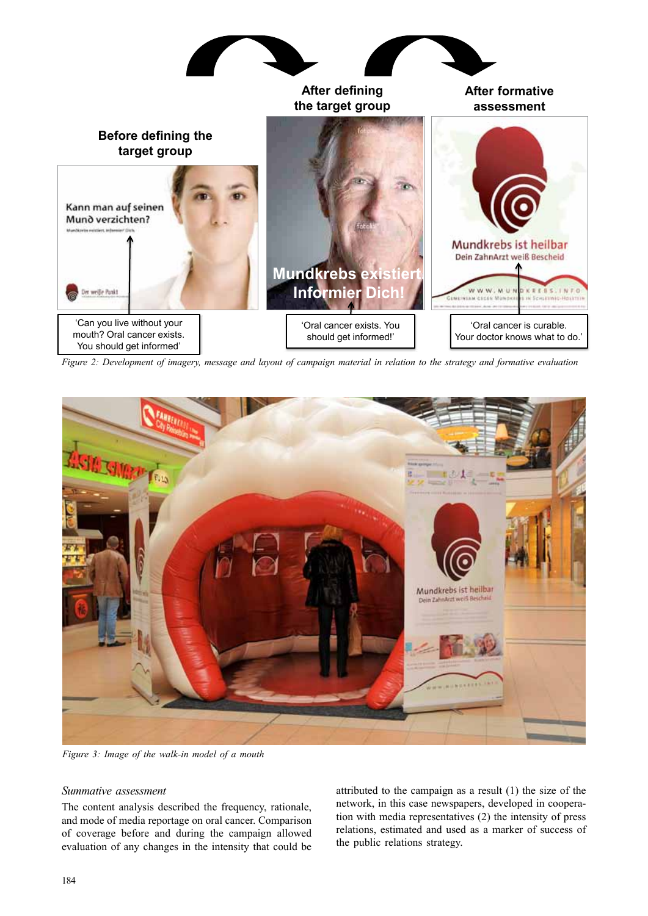After defining the target group

After formative assessment

Before defining the target group

Kann man auf seinen Mund verzichten?

Mundkrebs existiert. Informier Dich!

Mundkrebs ist heilbar
Dein ZahnArzt weiß Bescheid

'Can you live without your mouth? Oral cancer exists. You should get informed'

'Oral cancer exists. You should get informed!'

'Oral cancer is curable. Your doctor knows what to do.'

*Figure 2: Development of imagery, message and layout of campaign material in relation to the strategy and formative evaluation*

*Figure 3: Image of the walk-in model of a mouth*

*Summative assessment*

The content analysis described the frequency, rationale, and mode of media reportage on oral cancer. Comparison of coverage before and during the campaign allowed evaluation of any changes in the intensity that could be attributed to the campaign as a result (1) the size of the network, in this case newspapers, developed in cooperation with media representatives (2) the intensity of press relations, estimated and used as a marker of success of the public relations strategy.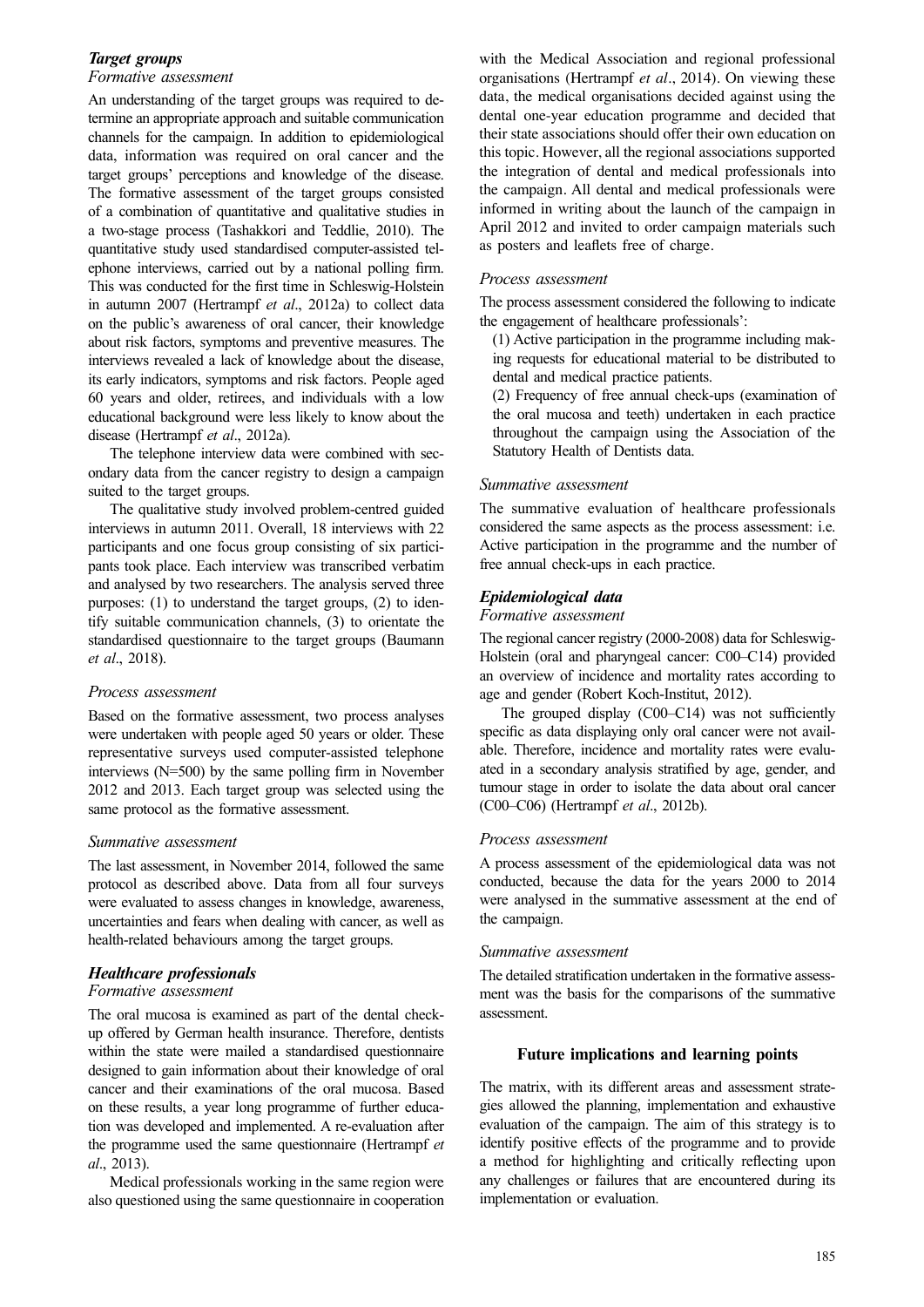### *Target groups*

#### *Formative assessment*

An understanding of the target groups was required to determine an appropriate approach and suitable communication channels for the campaign. In addition to epidemiological data, information was required on oral cancer and the target groups' perceptions and knowledge of the disease. The formative assessment of the target groups consisted of a combination of quantitative and qualitative studies in a two-stage process (Tashakkori and Teddlie, 2010). The quantitative study used standardised computer-assisted telephone interviews, carried out by a national polling firm. This was conducted for the first time in Schleswig-Holstein in autumn 2007 (Hertrampf *et al*., 2012a) to collect data on the public's awareness of oral cancer, their knowledge about risk factors, symptoms and preventive measures. The interviews revealed a lack of knowledge about the disease, its early indicators, symptoms and risk factors. People aged 60 years and older, retirees, and individuals with a low educational background were less likely to know about the disease (Hertrampf *et al*., 2012a).

The telephone interview data were combined with secondary data from the cancer registry to design a campaign suited to the target groups.

The qualitative study involved problem-centred guided interviews in autumn 2011. Overall, 18 interviews with 22 participants and one focus group consisting of six participants took place. Each interview was transcribed verbatim and analysed by two researchers. The analysis served three purposes: (1) to understand the target groups, (2) to identify suitable communication channels, (3) to orientate the standardised questionnaire to the target groups (Baumann *et al*., 2018).

#### *Process assessment*

Based on the formative assessment, two process analyses were undertaken with people aged 50 years or older. These representative surveys used computer-assisted telephone interviews (N=500) by the same polling firm in November 2012 and 2013. Each target group was selected using the same protocol as the formative assessment.

#### *Summative assessment*

The last assessment, in November 2014, followed the same protocol as described above. Data from all four surveys were evaluated to assess changes in knowledge, awareness, uncertainties and fears when dealing with cancer, as well as health-related behaviours among the target groups.

### *Healthcare professionals*

#### *Formative assessment*

The oral mucosa is examined as part of the dental check-up offered by German health insurance. Therefore, dentists within the state were mailed a standardised questionnaire designed to gain information about their knowledge of oral cancer and their examinations of the oral mucosa. Based on these results, a year long programme of further education was developed and implemented. A re-evaluation after the programme used the same questionnaire (Hertrampf *et al*., 2013).

Medical professionals working in the same region were also questioned using the same questionnaire in cooperation with the Medical Association and regional professional organisations (Hertrampf *et al*., 2014). On viewing these data, the medical organisations decided against using the dental one-year education programme and decided that their state associations should offer their own education on this topic. However, all the regional associations supported the integration of dental and medical professionals into the campaign. All dental and medical professionals were informed in writing about the launch of the campaign in April 2012 and invited to order campaign materials such as posters and leaflets free of charge.

#### *Process assessment*

The process assessment considered the following to indicate the engagement of healthcare professionals':

(1) Active participation in the programme including making requests for educational material to be distributed to dental and medical practice patients.

(2) Frequency of free annual check-ups (examination of the oral mucosa and teeth) undertaken in each practice throughout the campaign using the Association of the Statutory Health of Dentists data.

#### *Summative assessment*

The summative evaluation of healthcare professionals considered the same aspects as the process assessment: i.e. Active participation in the programme and the number of free annual check-ups in each practice.

### *Epidemiological data*

#### *Formative assessment*

The regional cancer registry (2000-2008) data for Schleswig-Holstein (oral and pharyngeal cancer: C00–C14) provided an overview of incidence and mortality rates according to age and gender (Robert Koch-Institut, 2012).

The grouped display (C00–C14) was not sufficiently specific as data displaying only oral cancer were not available. Therefore, incidence and mortality rates were evaluated in a secondary analysis stratified by age, gender, and tumour stage in order to isolate the data about oral cancer (C00–C06) (Hertrampf *et al*., 2012b).

#### *Process assessment*

A process assessment of the epidemiological data was not conducted, because the data for the years 2000 to 2014 were analysed in the summative assessment at the end of the campaign.

#### *Summative assessment*

The detailed stratification undertaken in the formative assessment was the basis for the comparisons of the summative assessment.

## Future implications and learning points

The matrix, with its different areas and assessment strategies allowed the planning, implementation and exhaustive evaluation of the campaign. The aim of this strategy is to identify positive effects of the programme and to provide a method for highlighting and critically reflecting upon any challenges or failures that are encountered during its implementation or evaluation.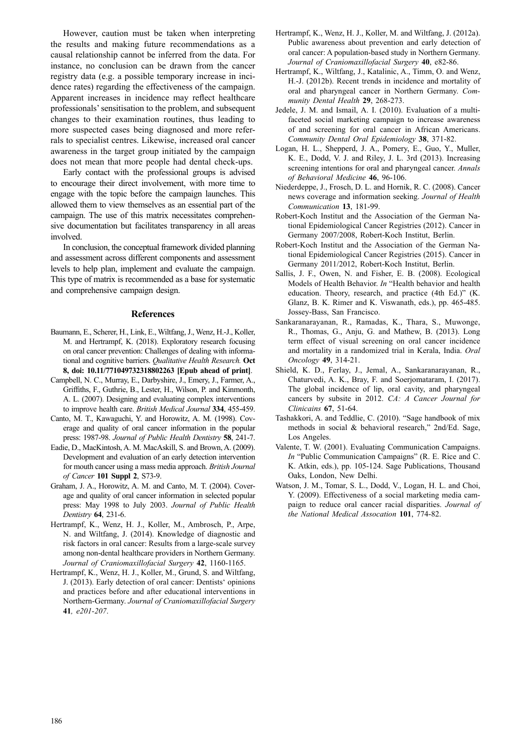However, caution must be taken when interpreting the results and making future recommendations as a causal relationship cannot be inferred from the data. For instance, no conclusion can be drawn from the cancer registry data (e.g. a possible temporary increase in incidence rates) regarding the effectiveness of the campaign. Apparent increases in incidence may reflect healthcare professionals' sensitisation to the problem, and subsequent changes to their examination routines, thus leading to more suspected cases being diagnosed and more referrals to specialist centres. Likewise, increased oral cancer awareness in the target group initiated by the campaign does not mean that more people had dental check-ups.

Early contact with the professional groups is advised to encourage their direct involvement, with more time to engage with the topic before the campaign launches. This allowed them to view themselves as an essential part of the campaign. The use of this matrix necessitates comprehensive documentation but facilitates transparency in all areas involved.

In conclusion, the conceptual framework divided planning and assessment across different components and assessment levels to help plan, implement and evaluate the campaign. This type of matrix is recommended as a base for systematic and comprehensive campaign design.

## References

Baumann, E., Scherer, H., Link, E., Wiltfang, J., Wenz, H.-J., Koller, M. and Hertrampf, K. (2018). Exploratory research focusing on oral cancer prevention: Challenges of dealing with informational and cognitive barriers. *Qualitative Health Research.* **Oct 8, doi: 10.11/771049732318802263 [Epub ahead of print]**.

Campbell, N. C., Murray, E., Darbyshire, J., Emery, J., Farmer, A., Griffiths, F., Guthrie, B., Lester, H., Wilson, P. and Kinmonth, A. L. (2007). Designing and evaluating complex interventions to improve health care. *British Medical Journal* **334**, 455-459.

Canto, M. T., Kawaguchi, Y. and Horowitz, A. M. (1998). Coverage and quality of oral cancer information in the popular press: 1987-98. *Journal of Public Health Dentistry* **58**, 241-7.

Eadie, D., MacKintosh, A. M. MacAskill, S. and Brown, A. (2009). Development and evaluation of an early detection intervention for mouth cancer using a mass media approach. *British Journal of Cancer* **101 Suppl 2**, S73-9.

Graham, J. A., Horowitz, A. M. and Canto, M. T. (2004). Coverage and quality of oral cancer information in selected popular press: May 1998 to July 2003. *Journal of Public Health Dentistry* **64**, 231-6.

Hertrampf, K., Wenz, H. J., Koller, M., Ambrosch, P., Arpe, N. and Wiltfang, J. (2014). Knowledge of diagnostic and risk factors in oral cancer: Results from a large-scale survey among non-dental healthcare providers in Northern Germany. *Journal of Craniomaxillofacial Surgery* **42**, 1160-1165.

Hertrampf, K., Wenz, H. J., Koller, M., Grund, S. and Wiltfang, J. (2013). Early detection of oral cancer: Dentists' opinions and practices before and after educational interventions in Northern-Germany. *Journal of Craniomaxillofacial Surgery* **41***, e201-207*.

Hertrampf, K., Wenz, H. J., Koller, M. and Wiltfang, J. (2012a). Public awareness about prevention and early detection of oral cancer: A population-based study in Northern Germany. *Journal of Craniomaxillofacial Surgery* **40**, e82-86.

Hertrampf, K., Wiltfang, J., Katalinic, A., Timm, O. and Wenz, H.-J. (2012b). Recent trends in incidence and mortality of oral and pharyngeal cancer in Northern Germany. *Community Dental Health* **29**, 268-273.

Jedele, J. M. and Ismail, A. I. (2010). Evaluation of a multifaceted social marketing campaign to increase awareness of and screening for oral cancer in African Americans. *Community Dental Oral Epidemiology* **38**, 371-82.

Logan, H. L., Shepperd, J. A., Pomery, E., Guo, Y., Muller, K. E., Dodd, V. J. and Riley, J. L. 3rd (2013). Increasing screening intentions for oral and pharyngeal cancer. *Annals of Behavioral Medicine* **46**, 96-106.

Niederdeppe, J., Frosch, D. L. and Hornik, R. C. (2008). Cancer news coverage and information seeking. *Journal of Health Communication* **13**, 181-99.

Robert-Koch Institut and the Association of the German National Epidemiological Cancer Registries (2012). Cancer in Germany 2007/2008, Robert-Koch Institut, Berlin.

Robert-Koch Institut and the Association of the German National Epidemiological Cancer Registries (2015). Cancer in Germany 2011/2012, Robert-Koch Institut, Berlin.

Sallis, J. F., Owen, N. and Fisher, E. B. (2008). Ecological Models of Health Behavior. *In* "Health behavior and health education. Theory, research, and practice (4th Ed.)" (K. Glanz, B. K. Rimer and K. Viswanath, eds.), pp. 465-485. Jossey-Bass, San Francisco.

Sankaranarayanan, R., Ramadas, K., Thara, S., Muwonge, R., Thomas, G., Anju, G. and Mathew, B. (2013). Long term effect of visual screening on oral cancer incidence and mortality in a randomized trial in Kerala, India. *Oral Oncology* **49**, 314-21.

Shield, K. D., Ferlay, J., Jemal, A., Sankaranarayanan, R., Chaturvedi, A. K., Bray, F. and Soerjomataram, I. (2017). The global incidence of lip, oral cavity, and pharyngeal cancers by subsite in 2012. *CA: A Cancer Journal for Clinicains* **67**, 51-64.

Tashakkori, A. and Teddlie, C. (2010). "Sage handbook of mix methods in social & behavioral research," 2nd/Ed. Sage, Los Angeles.

Valente, T. W. (2001). Evaluating Communication Campaigns. *In* "Public Communication Campaigns" (R. E. Rice and C. K. Atkin, eds.), pp. 105-124. Sage Publications, Thousand Oaks, London, New Delhi.

Watson, J. M., Tomar, S. L., Dodd, V., Logan, H. L. and Choi, Y. (2009). Effectiveness of a social marketing media campaign to reduce oral cancer racial disparities. *Journal of the National Medical Assocation* **101**, 774-82.